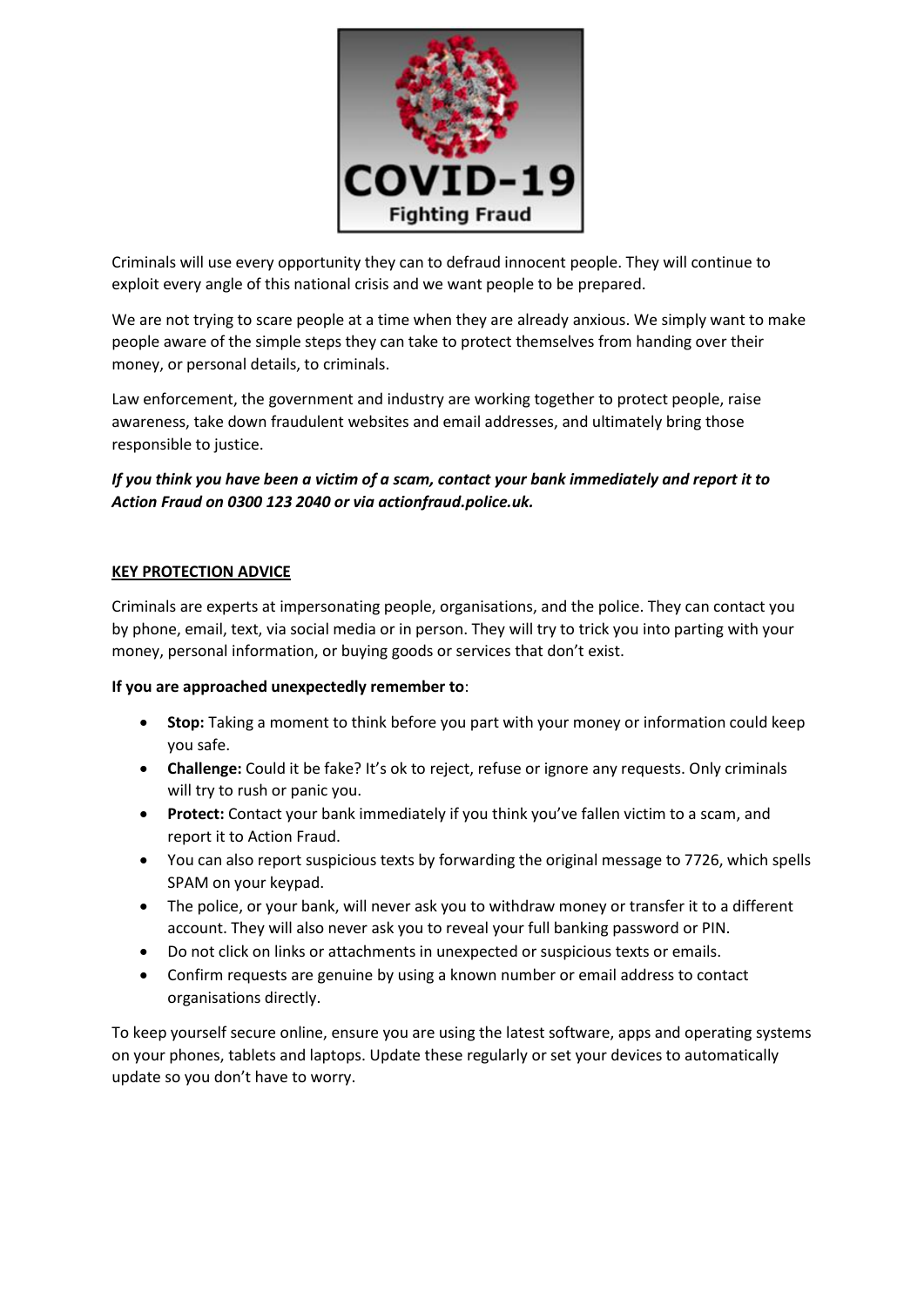COVID-19
Fighting Fraud

Criminals will use every opportunity they can to defraud innocent people. They will continue to exploit every angle of this national crisis and we want people to be prepared.

We are not trying to scare people at a time when they are already anxious. We simply want to make people aware of the simple steps they can take to protect themselves from handing over their money, or personal details, to criminals.

Law enforcement, the government and industry are working together to protect people, raise awareness, take down fraudulent websites and email addresses, and ultimately bring those responsible to justice.

***If you think you have been a victim of a scam, contact your bank immediately and report it to Action Fraud on 0300 123 2040 or via actionfraud.police.uk.***

## KEY PROTECTION ADVICE

Criminals are experts at impersonating people, organisations, and the police. They can contact you by phone, email, text, via social media or in person. They will try to trick you into parting with your money, personal information, or buying goods or services that don't exist.

**If you are approached unexpectedly remember to**:

- **Stop:** Taking a moment to think before you part with your money or information could keep you safe.
- **Challenge:** Could it be fake? It's ok to reject, refuse or ignore any requests. Only criminals will try to rush or panic you.
- **Protect:** Contact your bank immediately if you think you've fallen victim to a scam, and report it to Action Fraud.
- You can also report suspicious texts by forwarding the original message to 7726, which spells SPAM on your keypad.
- The police, or your bank, will never ask you to withdraw money or transfer it to a different account. They will also never ask you to reveal your full banking password or PIN.
- Do not click on links or attachments in unexpected or suspicious texts or emails.
- Confirm requests are genuine by using a known number or email address to contact organisations directly.

To keep yourself secure online, ensure you are using the latest software, apps and operating systems on your phones, tablets and laptops. Update these regularly or set your devices to automatically update so you don't have to worry.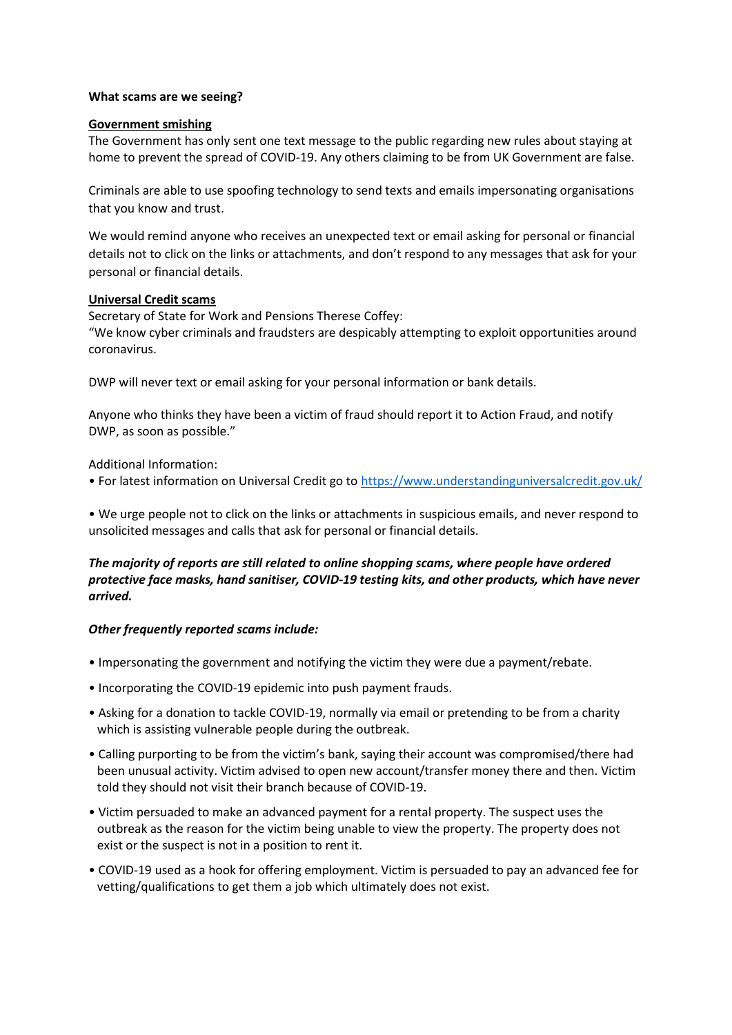**What scams are we seeing?**

**Government smishing**

The Government has only sent one text message to the public regarding new rules about staying at home to prevent the spread of COVID-19. Any others claiming to be from UK Government are false.

Criminals are able to use spoofing technology to send texts and emails impersonating organisations that you know and trust.

We would remind anyone who receives an unexpected text or email asking for personal or financial details not to click on the links or attachments, and don't respond to any messages that ask for your personal or financial details.

**Universal Credit scams**

Secretary of State for Work and Pensions Therese Coffey:
"We know cyber criminals and fraudsters are despicably attempting to exploit opportunities around coronavirus.

DWP will never text or email asking for your personal information or bank details.

Anyone who thinks they have been a victim of fraud should report it to Action Fraud, and notify DWP, as soon as possible."

Additional Information:

- For latest information on Universal Credit go to [https://www.understandinguniversalcredit.gov.uk/](https://www.understandinguniversalcredit.gov.uk/)

- We urge people not to click on the links or attachments in suspicious emails, and never respond to unsolicited messages and calls that ask for personal or financial details.

***The majority of reports are still related to online shopping scams, where people have ordered protective face masks, hand sanitiser, COVID-19 testing kits, and other products, which have never arrived.***

***Other frequently reported scams include:***

- Impersonating the government and notifying the victim they were due a payment/rebate.
- Incorporating the COVID-19 epidemic into push payment frauds.
- Asking for a donation to tackle COVID-19, normally via email or pretending to be from a charity which is assisting vulnerable people during the outbreak.
- Calling purporting to be from the victim's bank, saying their account was compromised/there had been unusual activity. Victim advised to open new account/transfer money there and then. Victim told they should not visit their branch because of COVID-19.
- Victim persuaded to make an advanced payment for a rental property. The suspect uses the outbreak as the reason for the victim being unable to view the property. The property does not exist or the suspect is not in a position to rent it.
- COVID-19 used as a hook for offering employment. Victim is persuaded to pay an advanced fee for vetting/qualifications to get them a job which ultimately does not exist.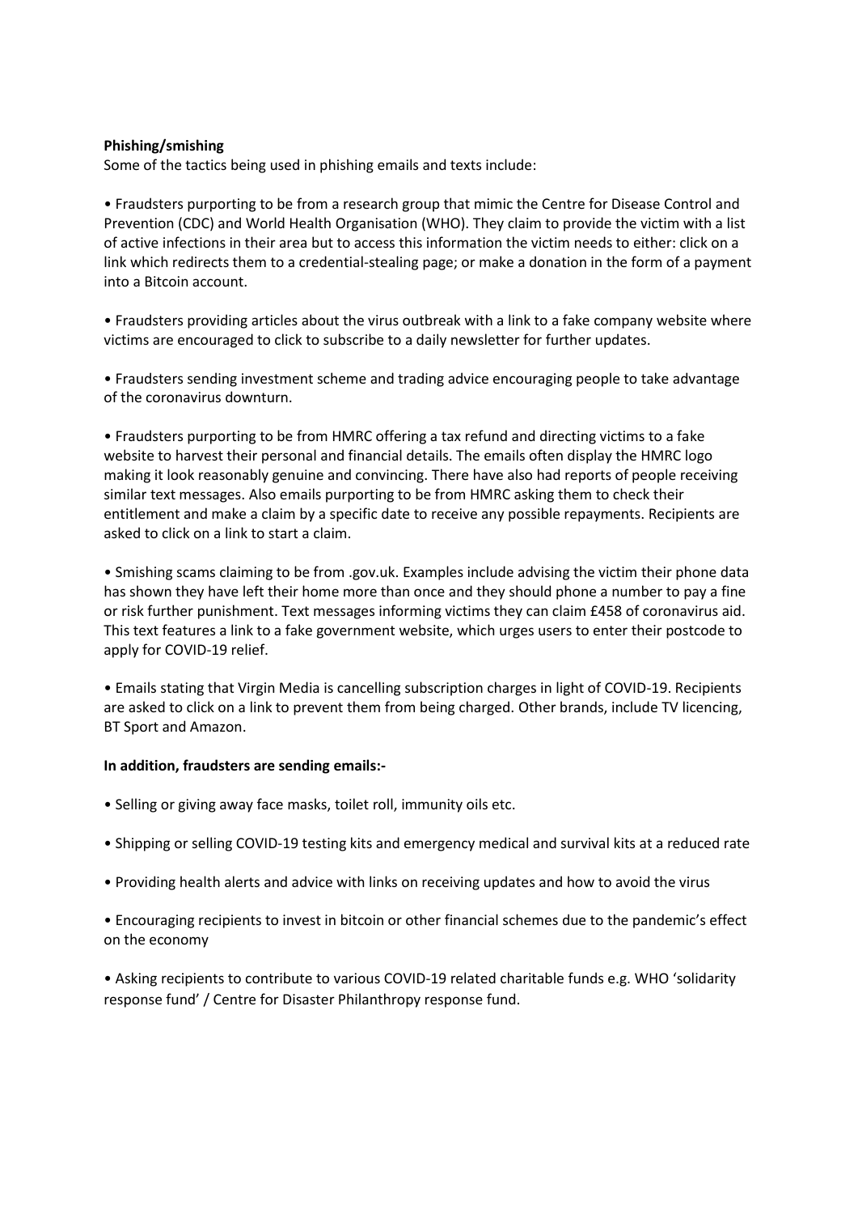**Phishing/smishing**

Some of the tactics being used in phishing emails and texts include:

- Fraudsters purporting to be from a research group that mimic the Centre for Disease Control and Prevention (CDC) and World Health Organisation (WHO). They claim to provide the victim with a list of active infections in their area but to access this information the victim needs to either: click on a link which redirects them to a credential-stealing page; or make a donation in the form of a payment into a Bitcoin account.

- Fraudsters providing articles about the virus outbreak with a link to a fake company website where victims are encouraged to click to subscribe to a daily newsletter for further updates.

- Fraudsters sending investment scheme and trading advice encouraging people to take advantage of the coronavirus downturn.

- Fraudsters purporting to be from HMRC offering a tax refund and directing victims to a fake website to harvest their personal and financial details. The emails often display the HMRC logo making it look reasonably genuine and convincing. There have also had reports of people receiving similar text messages. Also emails purporting to be from HMRC asking them to check their entitlement and make a claim by a specific date to receive any possible repayments. Recipients are asked to click on a link to start a claim.

- Smishing scams claiming to be from .gov.uk. Examples include advising the victim their phone data has shown they have left their home more than once and they should phone a number to pay a fine or risk further punishment. Text messages informing victims they can claim £458 of coronavirus aid. This text features a link to a fake government website, which urges users to enter their postcode to apply for COVID-19 relief.

- Emails stating that Virgin Media is cancelling subscription charges in light of COVID-19. Recipients are asked to click on a link to prevent them from being charged. Other brands, include TV licencing, BT Sport and Amazon.

**In addition, fraudsters are sending emails:-**

- Selling or giving away face masks, toilet roll, immunity oils etc.

- Shipping or selling COVID-19 testing kits and emergency medical and survival kits at a reduced rate

- Providing health alerts and advice with links on receiving updates and how to avoid the virus

- Encouraging recipients to invest in bitcoin or other financial schemes due to the pandemic's effect on the economy

- Asking recipients to contribute to various COVID-19 related charitable funds e.g. WHO 'solidarity response fund' / Centre for Disaster Philanthropy response fund.